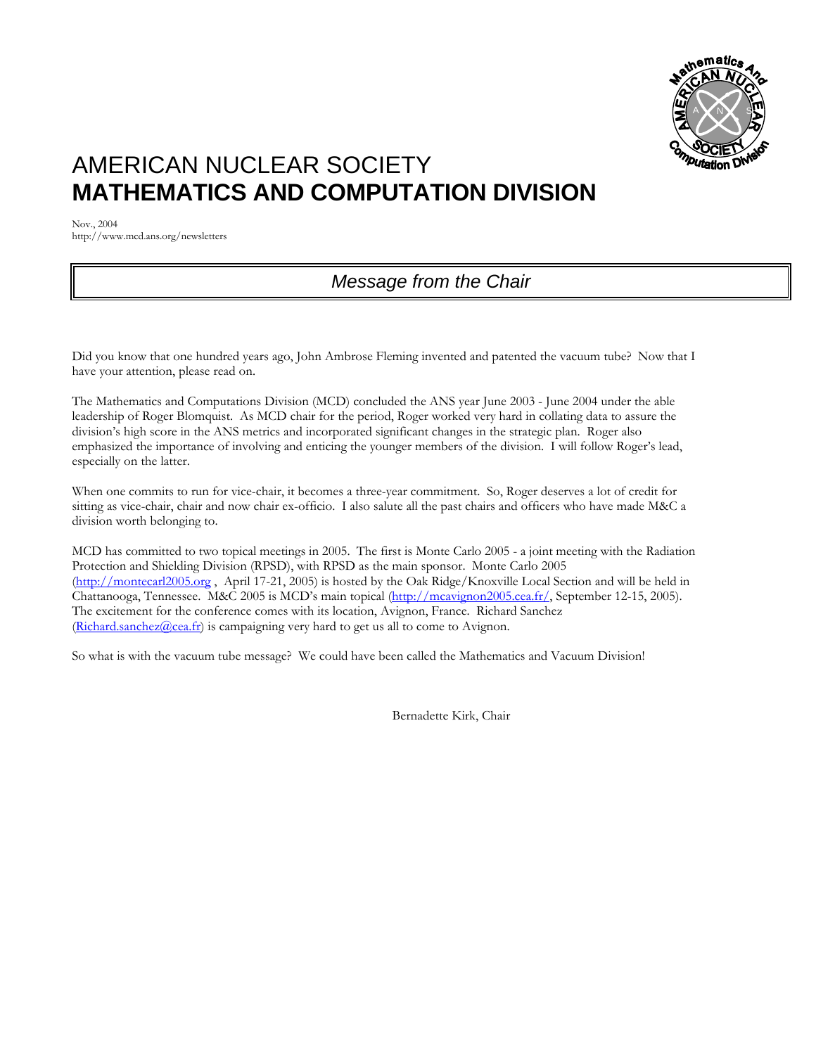# AMERICAN NUCLEAR SOCIETY
# **MATHEMATICS AND COMPUTATION DIVISION**

Nov., 2004
http://www.mcd.ans.org/newsletters

## *Message from the Chair*

Did you know that one hundred years ago, John Ambrose Fleming invented and patented the vacuum tube? Now that I have your attention, please read on.

The Mathematics and Computations Division (MCD) concluded the ANS year June 2003 - June 2004 under the able leadership of Roger Blomquist. As MCD chair for the period, Roger worked very hard in collating data to assure the division's high score in the ANS metrics and incorporated significant changes in the strategic plan. Roger also emphasized the importance of involving and enticing the younger members of the division. I will follow Roger's lead, especially on the latter.

When one commits to run for vice-chair, it becomes a three-year commitment. So, Roger deserves a lot of credit for sitting as vice-chair, chair and now chair ex-officio. I also salute all the past chairs and officers who have made M&C a division worth belonging to.

MCD has committed to two topical meetings in 2005. The first is Monte Carlo 2005 - a joint meeting with the Radiation Protection and Shielding Division (RPSD), with RPSD as the main sponsor. Monte Carlo 2005 (http://montecarl2005.org , April 17-21, 2005) is hosted by the Oak Ridge/Knoxville Local Section and will be held in Chattanooga, Tennessee. M&C 2005 is MCD's main topical (http://mcavignon2005.cea.fr/, September 12-15, 2005). The excitement for the conference comes with its location, Avignon, France. Richard Sanchez (Richard.sanchez@cea.fr) is campaigning very hard to get us all to come to Avignon.

So what is with the vacuum tube message? We could have been called the Mathematics and Vacuum Division!

Bernadette Kirk, Chair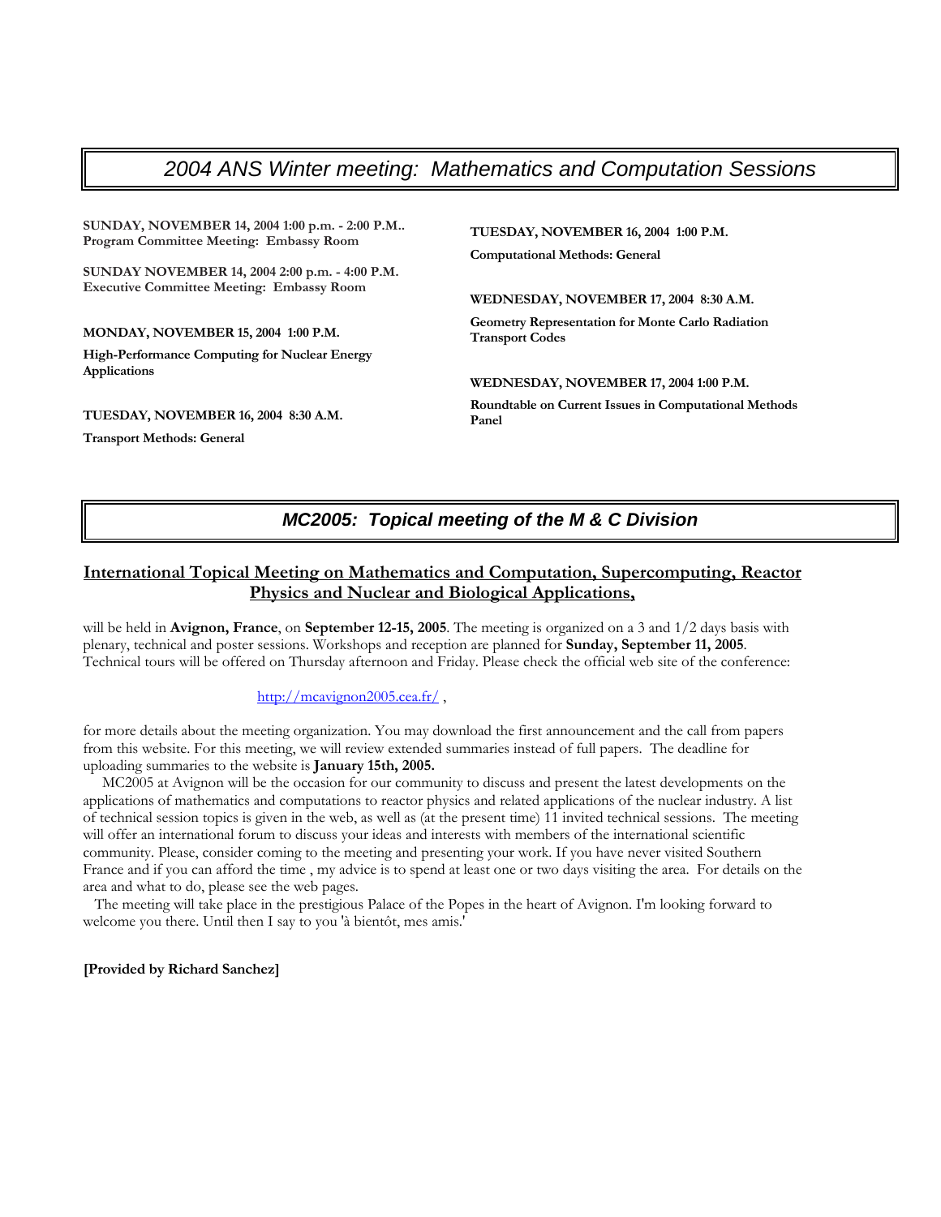## *2004 ANS Winter meeting: Mathematics and Computation Sessions*

**SUNDAY, NOVEMBER 14, 2004 1:00 p.m. - 2:00 P.M..**
**Program Committee Meeting: Embassy Room**

**SUNDAY NOVEMBER 14, 2004 2:00 p.m. - 4:00 P.M.**
**Executive Committee Meeting: Embassy Room**

**MONDAY, NOVEMBER 15, 2004 1:00 P.M.**

**High-Performance Computing for Nuclear Energy Applications**

**TUESDAY, NOVEMBER 16, 2004 8:30 A.M.**

**Transport Methods: General**

**TUESDAY, NOVEMBER 16, 2004 1:00 P.M.**

**Computational Methods: General**

**WEDNESDAY, NOVEMBER 17, 2004 8:30 A.M.**

**Geometry Representation for Monte Carlo Radiation Transport Codes**

**WEDNESDAY, NOVEMBER 17, 2004 1:00 P.M.**

**Roundtable on Current Issues in Computational Methods Panel**

## ***MC2005: Topical meeting of the M & C Division***

### International Topical Meeting on Mathematics and Computation, Supercomputing, Reactor Physics and Nuclear and Biological Applications,

will be held in **Avignon, France**, on **September 12-15, 2005**. The meeting is organized on a 3 and 1/2 days basis with plenary, technical and poster sessions. Workshops and reception are planned for **Sunday, September 11, 2005**. Technical tours will be offered on Thursday afternoon and Friday. Please check the official web site of the conference:

http://mcavignon2005.cea.fr/ ,

for more details about the meeting organization. You may download the first announcement and the call from papers from this website. For this meeting, we will review extended summaries instead of full papers. The deadline for uploading summaries to the website is **January 15th, 2005.**

MC2005 at Avignon will be the occasion for our community to discuss and present the latest developments on the applications of mathematics and computations to reactor physics and related applications of the nuclear industry. A list of technical session topics is given in the web, as well as (at the present time) 11 invited technical sessions. The meeting will offer an international forum to discuss your ideas and interests with members of the international scientific community. Please, consider coming to the meeting and presenting your work. If you have never visited Southern France and if you can afford the time , my advice is to spend at least one or two days visiting the area. For details on the area and what to do, please see the web pages.

The meeting will take place in the prestigious Palace of the Popes in the heart of Avignon. I'm looking forward to welcome you there. Until then I say to you 'à bientôt, mes amis.'

**[Provided by Richard Sanchez]**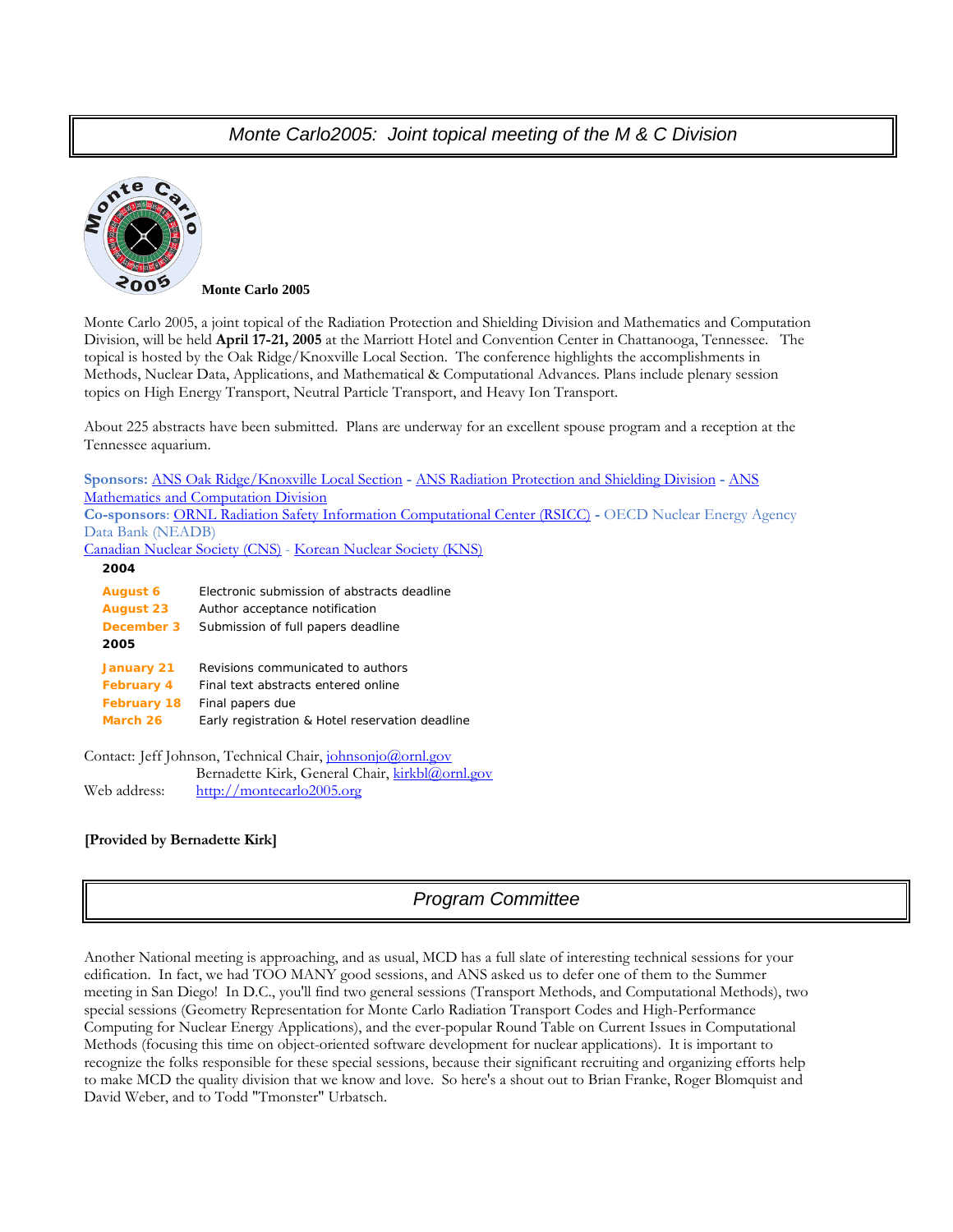## *Monte Carlo2005: Joint topical meeting of the M & C Division*

**Monte Carlo 2005**

Monte Carlo 2005, a joint topical of the Radiation Protection and Shielding Division and Mathematics and Computation Division, will be held **April 17-21, 2005** at the Marriott Hotel and Convention Center in Chattanooga, Tennessee. The topical is hosted by the Oak Ridge/Knoxville Local Section. The conference highlights the accomplishments in Methods, Nuclear Data, Applications, and Mathematical & Computational Advances. Plans include plenary session topics on High Energy Transport, Neutral Particle Transport, and Heavy Ion Transport.

About 225 abstracts have been submitted. Plans are underway for an excellent spouse program and a reception at the Tennessee aquarium.

**Sponsors:** ANS Oak Ridge/Knoxville Local Section - ANS Radiation Protection and Shielding Division - ANS Mathematics and Computation Division
**Co-sponsors**: ORNL Radiation Safety Information Computational Center (RSICC) - OECD Nuclear Energy Agency Data Bank (NEADB)
Canadian Nuclear Society (CNS) - Korean Nuclear Society (KNS)

| **2004** | |
|---|---|
| **August 6** | Electronic submission of abstracts deadline |
| **August 23** | Author acceptance notification |
| **December 3** | Submission of full papers deadline |
| **2005** | |
| **January 21** | Revisions communicated to authors |
| **February 4** | Final text abstracts entered online |
| **February 18** | Final papers due |
| **March 26** | Early registration & Hotel reservation deadline |

Contact: Jeff Johnson, Technical Chair, johnsonjo@ornl.gov
Bernadette Kirk, General Chair, kirkbl@ornl.gov
Web address: http://montecarlo2005.org

**[Provided by Bernadette Kirk]**

## *Program Committee*

Another National meeting is approaching, and as usual, MCD has a full slate of interesting technical sessions for your edification. In fact, we had TOO MANY good sessions, and ANS asked us to defer one of them to the Summer meeting in San Diego! In D.C., you'll find two general sessions (Transport Methods, and Computational Methods), two special sessions (Geometry Representation for Monte Carlo Radiation Transport Codes and High-Performance Computing for Nuclear Energy Applications), and the ever-popular Round Table on Current Issues in Computational Methods (focusing this time on object-oriented software development for nuclear applications). It is important to recognize the folks responsible for these special sessions, because their significant recruiting and organizing efforts help to make MCD the quality division that we know and love. So here's a shout out to Brian Franke, Roger Blomquist and David Weber, and to Todd "Tmonster" Urbatsch.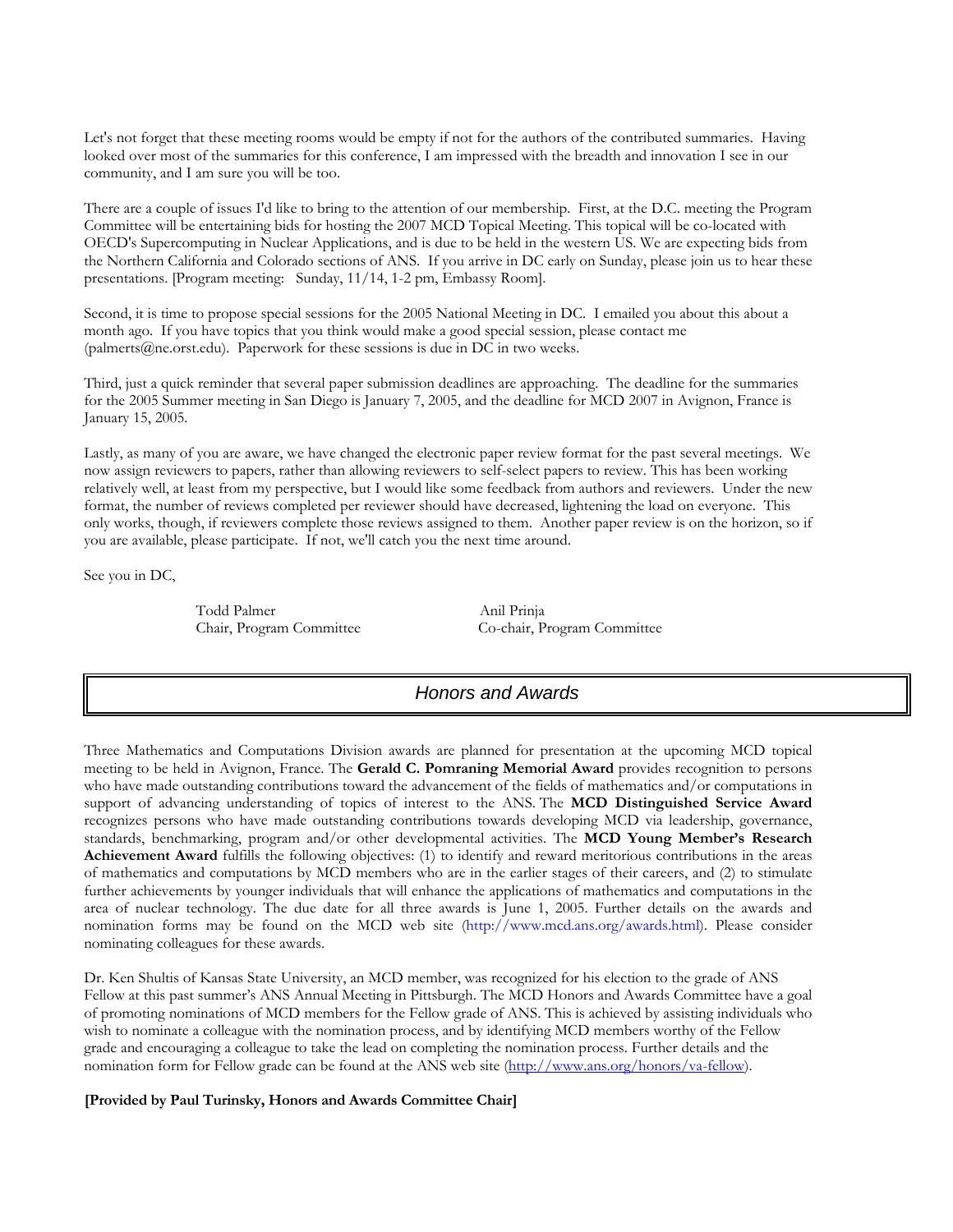Let's not forget that these meeting rooms would be empty if not for the authors of the contributed summaries. Having looked over most of the summaries for this conference, I am impressed with the breadth and innovation I see in our community, and I am sure you will be too.

There are a couple of issues I'd like to bring to the attention of our membership. First, at the D.C. meeting the Program Committee will be entertaining bids for hosting the 2007 MCD Topical Meeting. This topical will be co-located with OECD's Supercomputing in Nuclear Applications, and is due to be held in the western US. We are expecting bids from the Northern California and Colorado sections of ANS. If you arrive in DC early on Sunday, please join us to hear these presentations. [Program meeting: Sunday, 11/14, 1-2 pm, Embassy Room].

Second, it is time to propose special sessions for the 2005 National Meeting in DC. I emailed you about this about a month ago. If you have topics that you think would make a good special session, please contact me (palmerts@ne.orst.edu). Paperwork for these sessions is due in DC in two weeks.

Third, just a quick reminder that several paper submission deadlines are approaching. The deadline for the summaries for the 2005 Summer meeting in San Diego is January 7, 2005, and the deadline for MCD 2007 in Avignon, France is January 15, 2005.

Lastly, as many of you are aware, we have changed the electronic paper review format for the past several meetings. We now assign reviewers to papers, rather than allowing reviewers to self-select papers to review. This has been working relatively well, at least from my perspective, but I would like some feedback from authors and reviewers. Under the new format, the number of reviews completed per reviewer should have decreased, lightening the load on everyone. This only works, though, if reviewers complete those reviews assigned to them. Another paper review is on the horizon, so if you are available, please participate. If not, we'll catch you the next time around.

See you in DC,

Todd Palmer
Chair, Program Committee

Anil Prinja
Co-chair, Program Committee

## *Honors and Awards*

Three Mathematics and Computations Division awards are planned for presentation at the upcoming MCD topical meeting to be held in Avignon, France. The **Gerald C. Pomraning Memorial Award** provides recognition to persons who have made outstanding contributions toward the advancement of the fields of mathematics and/or computations in support of advancing understanding of topics of interest to the ANS. The **MCD Distinguished Service Award** recognizes persons who have made outstanding contributions towards developing MCD via leadership, governance, standards, benchmarking, program and/or other developmental activities. The **MCD Young Member's Research Achievement Award** fulfills the following objectives: (1) to identify and reward meritorious contributions in the areas of mathematics and computations by MCD members who are in the earlier stages of their careers, and (2) to stimulate further achievements by younger individuals that will enhance the applications of mathematics and computations in the area of nuclear technology. The due date for all three awards is June 1, 2005. Further details on the awards and nomination forms may be found on the MCD web site (http://www.mcd.ans.org/awards.html). Please consider nominating colleagues for these awards.

Dr. Ken Shultis of Kansas State University, an MCD member, was recognized for his election to the grade of ANS Fellow at this past summer's ANS Annual Meeting in Pittsburgh. The MCD Honors and Awards Committee have a goal of promoting nominations of MCD members for the Fellow grade of ANS. This is achieved by assisting individuals who wish to nominate a colleague with the nomination process, and by identifying MCD members worthy of the Fellow grade and encouraging a colleague to take the lead on completing the nomination process. Further details and the nomination form for Fellow grade can be found at the ANS web site (http://www.ans.org/honors/va-fellow).

**[Provided by Paul Turinsky, Honors and Awards Committee Chair]**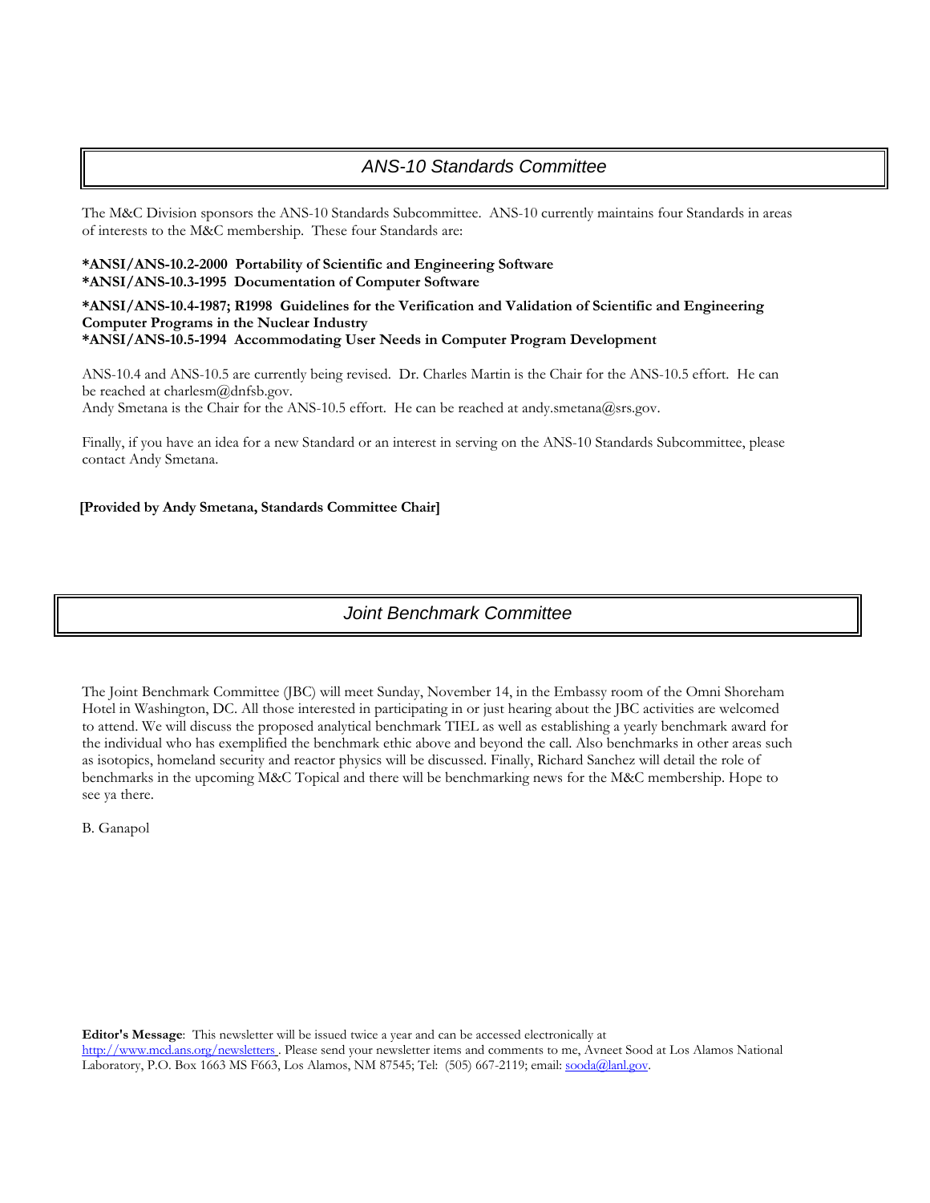## *ANS-10 Standards Committee*

The M&C Division sponsors the ANS-10 Standards Subcommittee. ANS-10 currently maintains four Standards in areas of interests to the M&C membership. These four Standards are:

**\*ANSI/ANS-10.2-2000 Portability of Scientific and Engineering Software**
**\*ANSI/ANS-10.3-1995 Documentation of Computer Software**

**\*ANSI/ANS-10.4-1987; R1998 Guidelines for the Verification and Validation of Scientific and Engineering Computer Programs in the Nuclear Industry**
**\*ANSI/ANS-10.5-1994 Accommodating User Needs in Computer Program Development**

ANS-10.4 and ANS-10.5 are currently being revised. Dr. Charles Martin is the Chair for the ANS-10.5 effort. He can be reached at charlesm@dnfsb.gov.
Andy Smetana is the Chair for the ANS-10.5 effort. He can be reached at andy.smetana@srs.gov.

Finally, if you have an idea for a new Standard or an interest in serving on the ANS-10 Standards Subcommittee, please contact Andy Smetana.

**[Provided by Andy Smetana, Standards Committee Chair]**

## *Joint Benchmark Committee*

The Joint Benchmark Committee (JBC) will meet Sunday, November 14, in the Embassy room of the Omni Shoreham Hotel in Washington, DC. All those interested in participating in or just hearing about the JBC activities are welcomed to attend. We will discuss the proposed analytical benchmark TIEL as well as establishing a yearly benchmark award for the individual who has exemplified the benchmark ethic above and beyond the call. Also benchmarks in other areas such as isotopics, homeland security and reactor physics will be discussed. Finally, Richard Sanchez will detail the role of benchmarks in the upcoming M&C Topical and there will be benchmarking news for the M&C membership. Hope to see ya there.

B. Ganapol

**Editor's Message**: This newsletter will be issued twice a year and can be accessed electronically at http://www.mcd.ans.org/newsletters . Please send your newsletter items and comments to me, Avneet Sood at Los Alamos National Laboratory, P.O. Box 1663 MS F663, Los Alamos, NM 87545; Tel: (505) 667-2119; email: sooda@lanl.gov.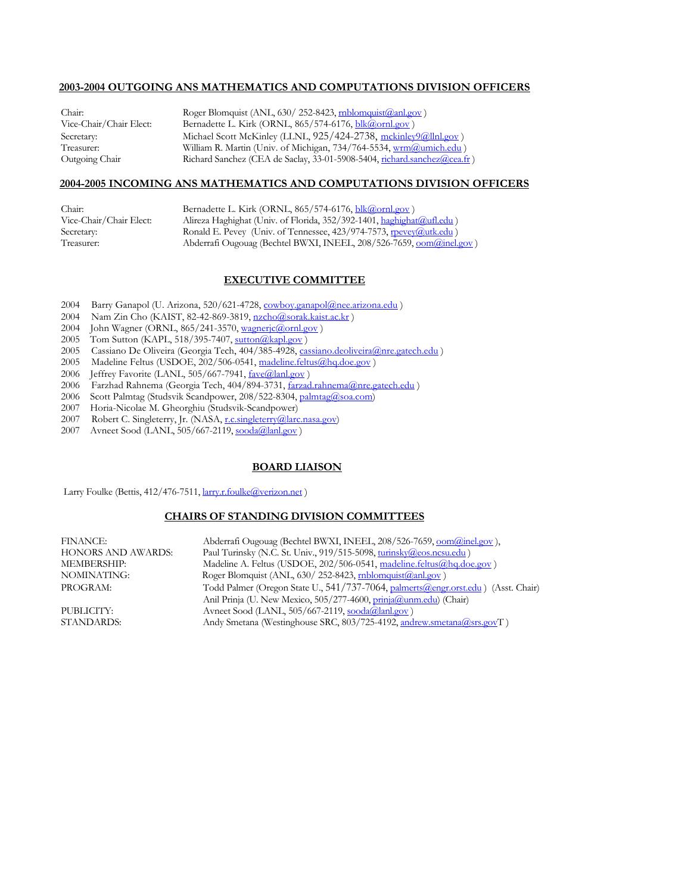## 2003-2004 OUTGOING ANS MATHEMATICS AND COMPUTATIONS DIVISION OFFICERS

| | |
|---|---|
| Chair: | Roger Blomquist (ANL, 630/ 252-8423, rnblomquist@anl.gov ) |
| Vice-Chair/Chair Elect: | Bernadette L. Kirk (ORNL, 865/574-6176, blk@ornl.gov ) |
| Secretary: | Michael Scott McKinley (LLNL, 925/424-2738, mckinley9@llnl.gov ) |
| Treasurer: | William R. Martin (Univ. of Michigan, 734/764-5534, wrm@umich.edu ) |
| Outgoing Chair | Richard Sanchez (CEA de Saclay, 33-01-5908-5404, richard.sanchez@cea.fr ) |

## 2004-2005 INCOMING ANS MATHEMATICS AND COMPUTATIONS DIVISION OFFICERS

| | |
|---|---|
| Chair: | Bernadette L. Kirk (ORNL, 865/574-6176, blk@ornl.gov ) |
| Vice-Chair/Chair Elect: | Alireza Haghighat (Univ. of Florida, 352/392-1401, haghighat@ufl.edu ) |
| Secretary: | Ronald E. Pevey (Univ. of Tennessee, 423/974-7573, rpevey@utk.edu ) |
| Treasurer: | Abderrafi Ougouag (Bechtel BWXI, INEEL, 208/526-7659, oom@inel.gov ) |

## EXECUTIVE COMMITTEE

2004 Barry Ganapol (U. Arizona, 520/621-4728, cowboy.ganapol@nee.arizona.edu )
2004 Nam Zin Cho (KAIST, 82-42-869-3819, nzcho@sorak.kaist.ac.kr )
2004 John Wagner (ORNL, 865/241-3570, wagnerjc@ornl.gov )
2005 Tom Sutton (KAPL, 518/395-7407, sutton@kapl.gov )
2005 Cassiano De Oliveira (Georgia Tech, 404/385-4928, cassiano.deoliveira@nre.gatech.edu )
2005 Madeline Feltus (USDOE, 202/506-0541, madeline.feltus@hq.doe.gov )
2006 Jeffrey Favorite (LANL, 505/667-7941, fave@lanl.gov )
2006 Farzhad Rahnema (Georgia Tech, 404/894-3731, farzad.rahnema@nre.gatech.edu )
2006 Scott Palmtag (Studsvik Scandpower, 208/522-8304, palmtag@soa.com)
2007 Horia-Nicolae M. Gheorghiu (Studsvik-Scandpower)
2007 Robert C. Singleterry, Jr. (NASA, r.c.singleterry@larc.nasa.gov)
2007 Avneet Sood (LANL, 505/667-2119, sooda@lanl.gov )

## BOARD LIAISON

Larry Foulke (Bettis, 412/476-7511, larry.r.foulke@verizon.net )

## CHAIRS OF STANDING DIVISION COMMITTEES

| | |
|---|---|
| FINANCE: | Abderrafi Ougouag (Bechtel BWXI, INEEL, 208/526-7659, oom@inel.gov ), |
| HONORS AND AWARDS: | Paul Turinsky (N.C. St. Univ., 919/515-5098, turinsky@eos.ncsu.edu ) |
| MEMBERSHIP: | Madeline A. Feltus (USDOE, 202/506-0541, madeline.feltus@hq.doe.gov ) |
| NOMINATING: | Roger Blomquist (ANL, 630/ 252-8423, rnblomquist@anl.gov ) |
| PROGRAM: | Todd Palmer (Oregon State U., 541/737-7064, palmerts@engr.orst.edu ) (Asst. Chair) |
| | Anil Prinja (U. New Mexico, 505/277-4600, prinja@unm.edu) (Chair) |
| PUBLICITY: | Avneet Sood (LANL, 505/667-2119, sooda@lanl.gov ) |
| STANDARDS: | Andy Smetana (Westinghouse SRC, 803/725-4192, andrew.smetana@srs.govT ) |